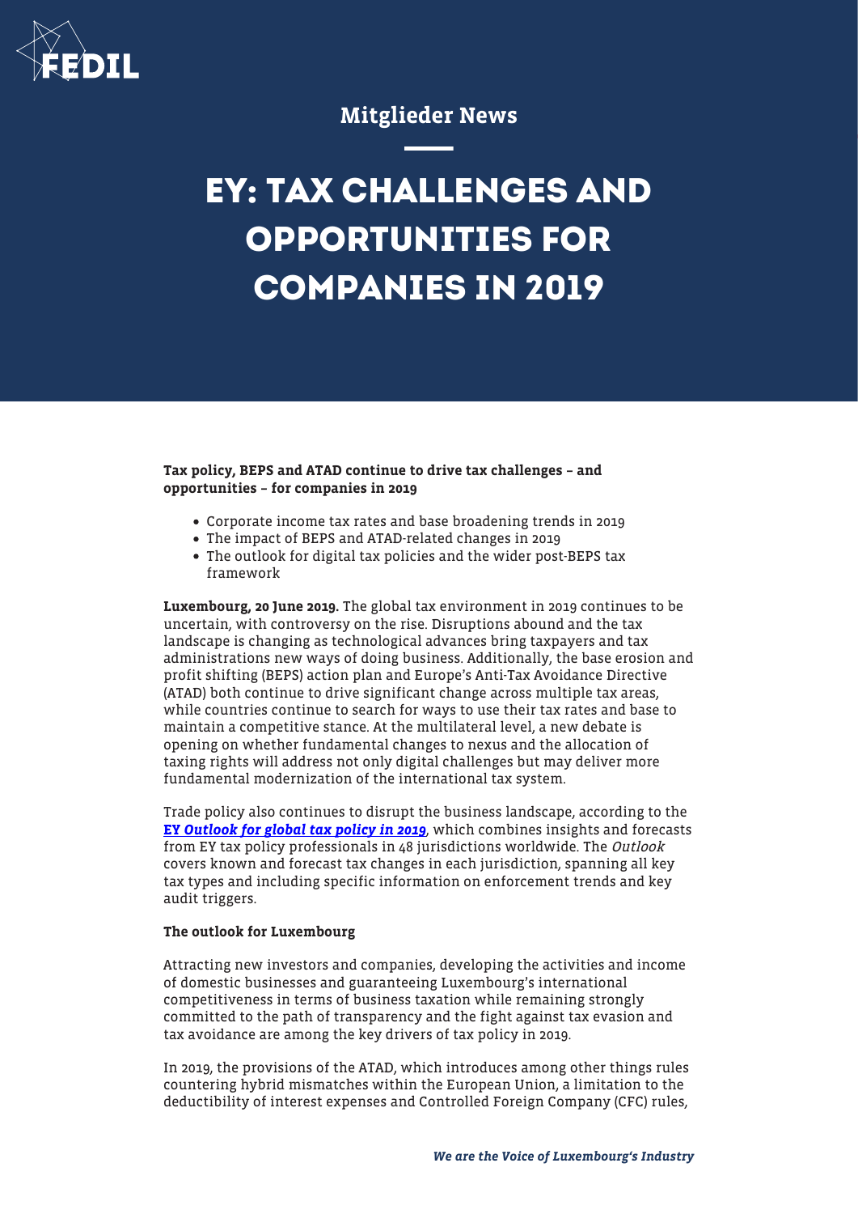Mitglieder News

# EY: TAX CHALLENGES AND OPPORTUNITIES FOR COMPANIES IN 2019

**Tax policy, BEPS and ATAD continue to drive tax challenges – and opportunities – for companies in 2019**

- Corporate income tax rates and base broadening trends in 2019
- The impact of BEPS and ATAD-related changes in 2019
- The outlook for digital tax policies and the wider post-BEPS tax framework

**Luxembourg, 20 June 2019.** The global tax environment in 2019 continues to be uncertain, with controversy on the rise. Disruptions abound and the tax landscape is changing as technological advances bring taxpayers and tax administrations new ways of doing business. Additionally, the base erosion and profit shifting (BEPS) action plan and Europe's Anti-Tax Avoidance Directive (ATAD) both continue to drive significant change across multiple tax areas, while countries continue to search for ways to use their tax rates and base to maintain a competitive stance. At the multilateral level, a new debate is opening on whether fundamental changes to nexus and the allocation of taxing rights will address not only digital challenges but may deliver more fundamental modernization of the international tax system.

Trade policy also continues to disrupt the business landscape, according to the **EY *Outlook for global tax policy in 2019***, which combines insights and forecasts from EY tax policy professionals in 48 jurisdictions worldwide. The *Outlook* covers known and forecast tax changes in each jurisdiction, spanning all key tax types and including specific information on enforcement trends and key audit triggers.

**The outlook for Luxembourg**

Attracting new investors and companies, developing the activities and income of domestic businesses and guaranteeing Luxembourg's international competitiveness in terms of business taxation while remaining strongly committed to the path of transparency and the fight against tax evasion and tax avoidance are among the key drivers of tax policy in 2019.

In 2019, the provisions of the ATAD, which introduces among other things rules countering hybrid mismatches within the European Union, a limitation to the deductibility of interest expenses and Controlled Foreign Company (CFC) rules,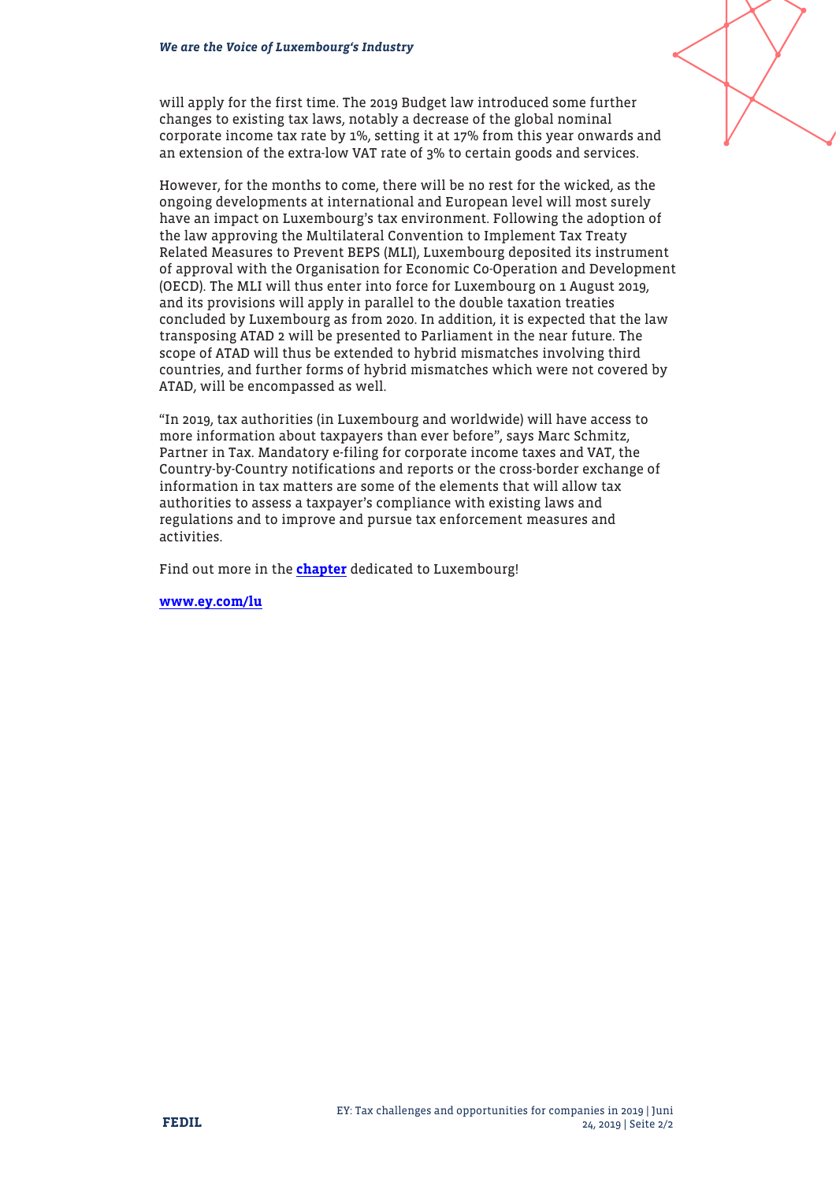will apply for the first time. The 2019 Budget law introduced some further changes to existing tax laws, notably a decrease of the global nominal corporate income tax rate by 1%, setting it at 17% from this year onwards and an extension of the extra-low VAT rate of 3% to certain goods and services.

However, for the months to come, there will be no rest for the wicked, as the ongoing developments at international and European level will most surely have an impact on Luxembourg's tax environment. Following the adoption of the law approving the Multilateral Convention to Implement Tax Treaty Related Measures to Prevent BEPS (MLI), Luxembourg deposited its instrument of approval with the Organisation for Economic Co-Operation and Development (OECD). The MLI will thus enter into force for Luxembourg on 1 August 2019, and its provisions will apply in parallel to the double taxation treaties concluded by Luxembourg as from 2020. In addition, it is expected that the law transposing ATAD 2 will be presented to Parliament in the near future. The scope of ATAD will thus be extended to hybrid mismatches involving third countries, and further forms of hybrid mismatches which were not covered by ATAD, will be encompassed as well.

"In 2019, tax authorities (in Luxembourg and worldwide) will have access to more information about taxpayers than ever before", says Marc Schmitz, Partner in Tax. Mandatory e-filing for corporate income taxes and VAT, the Country-by-Country notifications and reports or the cross-border exchange of information in tax matters are some of the elements that will allow tax authorities to assess a taxpayer's compliance with existing laws and regulations and to improve and pursue tax enforcement measures and activities.

Find out more in the **chapter** dedicated to Luxembourg!

**www.ey.com/lu**